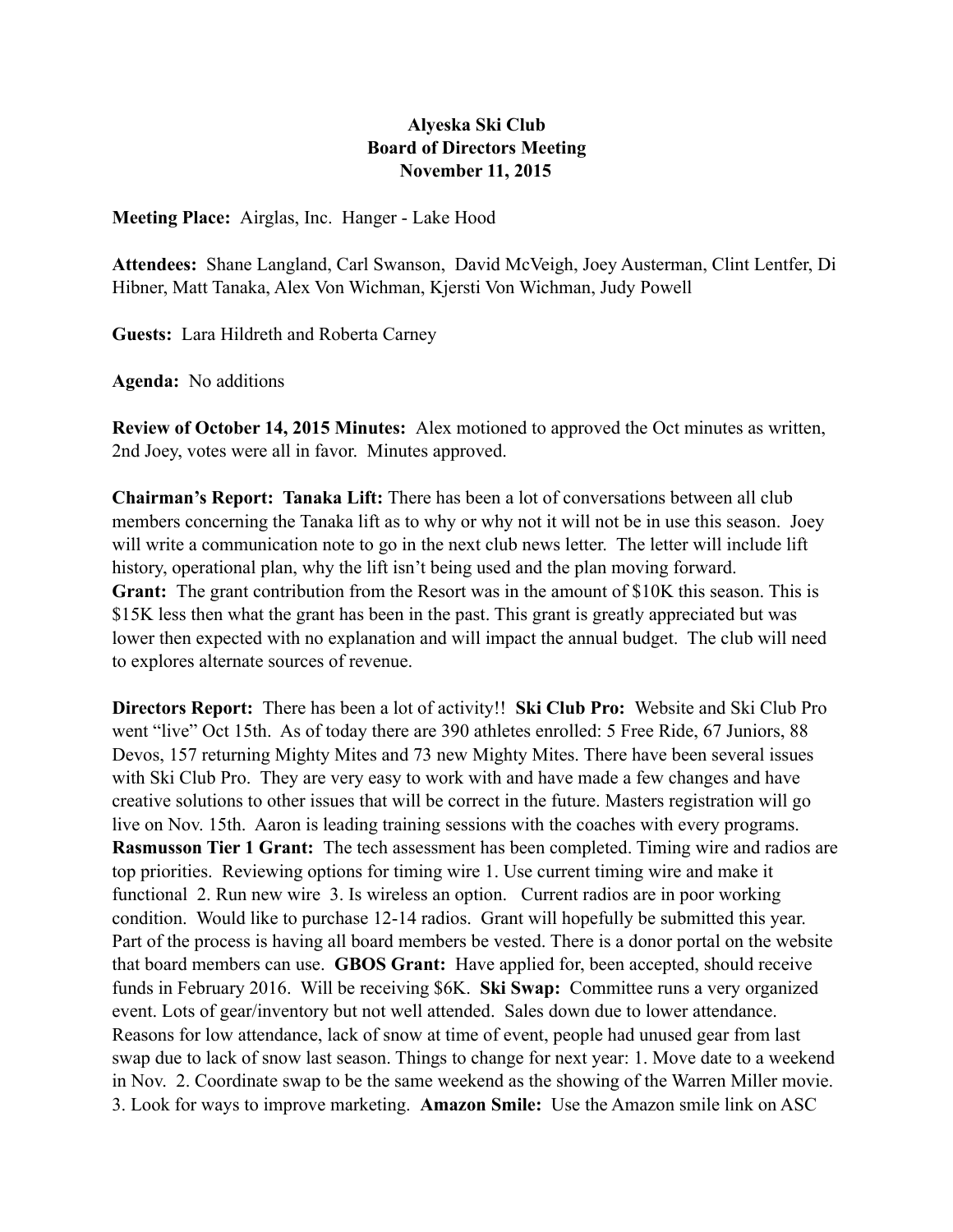**Alyeska Ski Club**
**Board of Directors Meeting**
**November 11, 2015**

**Meeting Place:** Airglas, Inc. Hanger - Lake Hood

**Attendees:** Shane Langland, Carl Swanson, David McVeigh, Joey Austerman, Clint Lentfer, Di Hibner, Matt Tanaka, Alex Von Wichman, Kjersti Von Wichman, Judy Powell

**Guests:** Lara Hildreth and Roberta Carney

**Agenda:** No additions

**Review of October 14, 2015 Minutes:** Alex motioned to approved the Oct minutes as written, 2nd Joey, votes were all in favor. Minutes approved.

**Chairman's Report: Tanaka Lift:** There has been a lot of conversations between all club members concerning the Tanaka lift as to why or why not it will not be in use this season. Joey will write a communication note to go in the next club news letter. The letter will include lift history, operational plan, why the lift isn't being used and the plan moving forward.
**Grant:** The grant contribution from the Resort was in the amount of $10K this season. This is $15K less then what the grant has been in the past. This grant is greatly appreciated but was lower then expected with no explanation and will impact the annual budget. The club will need to explores alternate sources of revenue.

**Directors Report:** There has been a lot of activity!! **Ski Club Pro:** Website and Ski Club Pro went "live" Oct 15th. As of today there are 390 athletes enrolled: 5 Free Ride, 67 Juniors, 88 Devos, 157 returning Mighty Mites and 73 new Mighty Mites. There have been several issues with Ski Club Pro. They are very easy to work with and have made a few changes and have creative solutions to other issues that will be correct in the future. Masters registration will go live on Nov. 15th. Aaron is leading training sessions with the coaches with every programs.
**Rasmusson Tier 1 Grant:** The tech assessment has been completed. Timing wire and radios are top priorities. Reviewing options for timing wire 1. Use current timing wire and make it functional 2. Run new wire 3. Is wireless an option. Current radios are in poor working condition. Would like to purchase 12-14 radios. Grant will hopefully be submitted this year. Part of the process is having all board members be vested. There is a donor portal on the website that board members can use. **GBOS Grant:** Have applied for, been accepted, should receive funds in February 2016. Will be receiving $6K. **Ski Swap:** Committee runs a very organized event. Lots of gear/inventory but not well attended. Sales down due to lower attendance. Reasons for low attendance, lack of snow at time of event, people had unused gear from last swap due to lack of snow last season. Things to change for next year: 1. Move date to a weekend in Nov. 2. Coordinate swap to be the same weekend as the showing of the Warren Miller movie. 3. Look for ways to improve marketing. **Amazon Smile:** Use the Amazon smile link on ASC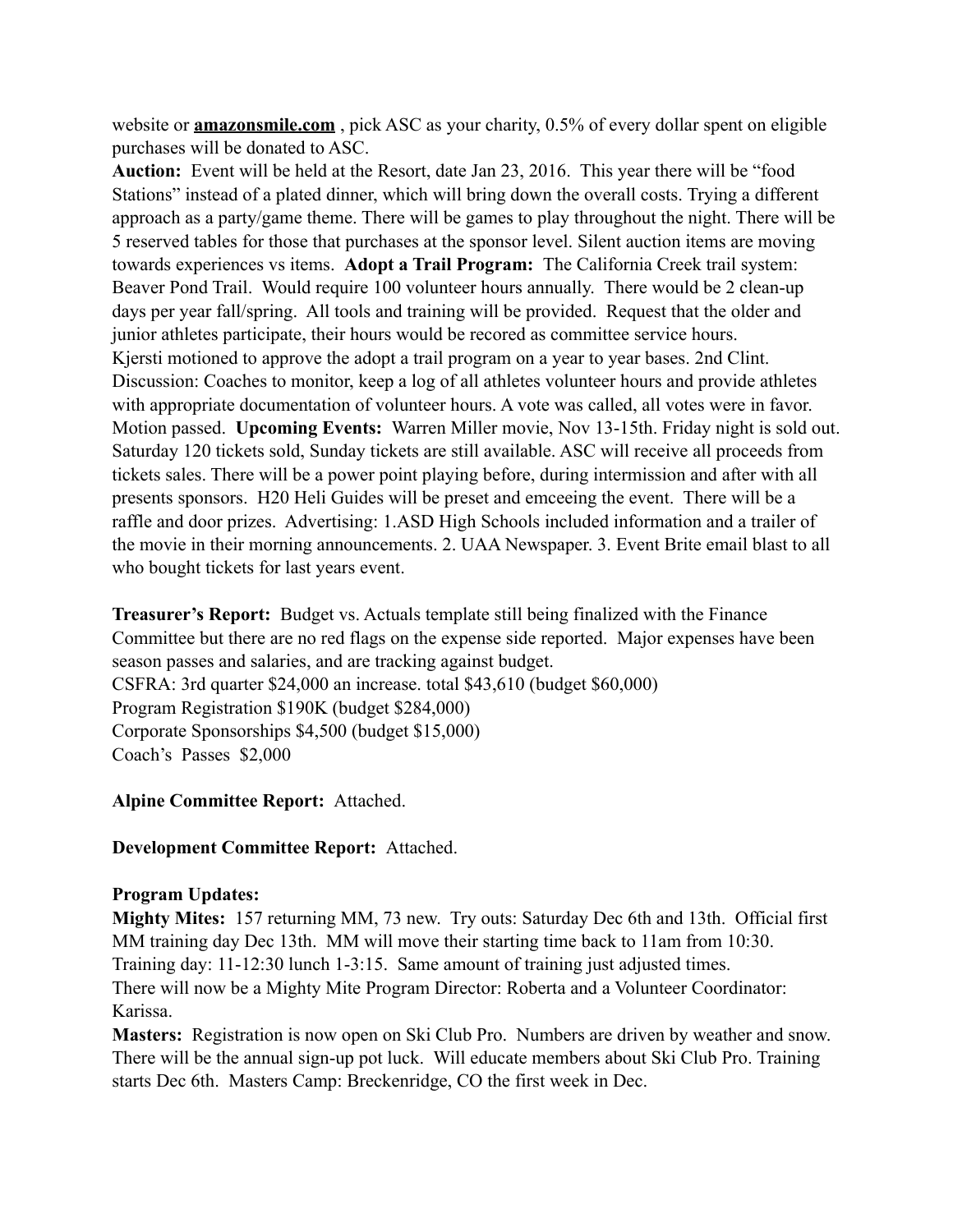website or **amazonsmile.com** , pick ASC as your charity, 0.5% of every dollar spent on eligible purchases will be donated to ASC.

**Auction:** Event will be held at the Resort, date Jan 23, 2016. This year there will be "food Stations" instead of a plated dinner, which will bring down the overall costs. Trying a different approach as a party/game theme. There will be games to play throughout the night. There will be 5 reserved tables for those that purchases at the sponsor level. Silent auction items are moving towards experiences vs items. **Adopt a Trail Program:** The California Creek trail system: Beaver Pond Trail. Would require 100 volunteer hours annually. There would be 2 clean-up days per year fall/spring. All tools and training will be provided. Request that the older and junior athletes participate, their hours would be recored as committee service hours.
Kjersti motioned to approve the adopt a trail program on a year to year bases. 2nd Clint. Discussion: Coaches to monitor, keep a log of all athletes volunteer hours and provide athletes with appropriate documentation of volunteer hours. A vote was called, all votes were in favor. Motion passed. **Upcoming Events:** Warren Miller movie, Nov 13-15th. Friday night is sold out. Saturday 120 tickets sold, Sunday tickets are still available. ASC will receive all proceeds from tickets sales. There will be a power point playing before, during intermission and after with all presents sponsors. H20 Heli Guides will be preset and emceeing the event. There will be a raffle and door prizes. Advertising: 1.ASD High Schools included information and a trailer of the movie in their morning announcements. 2. UAA Newspaper. 3. Event Brite email blast to all who bought tickets for last years event.

**Treasurer's Report:** Budget vs. Actuals template still being finalized with the Finance Committee but there are no red flags on the expense side reported. Major expenses have been season passes and salaries, and are tracking against budget.
CSFRA: 3rd quarter $24,000 an increase. total $43,610 (budget $60,000)
Program Registration $190K (budget $284,000)
Corporate Sponsorships $4,500 (budget $15,000)
Coach's Passes $2,000

**Alpine Committee Report:** Attached.

**Development Committee Report:** Attached.

**Program Updates:**

**Mighty Mites:** 157 returning MM, 73 new. Try outs: Saturday Dec 6th and 13th. Official first MM training day Dec 13th. MM will move their starting time back to 11am from 10:30. Training day: 11-12:30 lunch 1-3:15. Same amount of training just adjusted times.
There will now be a Mighty Mite Program Director: Roberta and a Volunteer Coordinator: Karissa.

**Masters:** Registration is now open on Ski Club Pro. Numbers are driven by weather and snow. There will be the annual sign-up pot luck. Will educate members about Ski Club Pro. Training starts Dec 6th. Masters Camp: Breckenridge, CO the first week in Dec.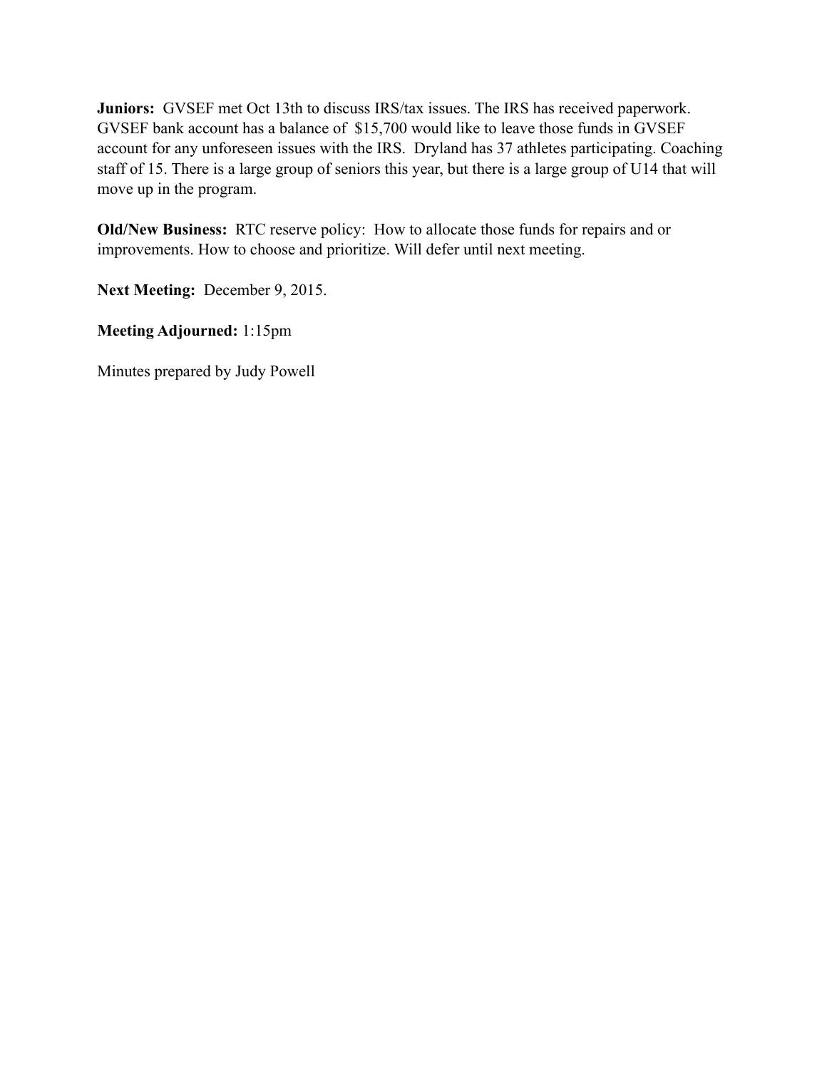**Juniors:** GVSEF met Oct 13th to discuss IRS/tax issues. The IRS has received paperwork. GVSEF bank account has a balance of $15,700 would like to leave those funds in GVSEF account for any unforeseen issues with the IRS. Dryland has 37 athletes participating. Coaching staff of 15. There is a large group of seniors this year, but there is a large group of U14 that will move up in the program.

**Old/New Business:** RTC reserve policy: How to allocate those funds for repairs and or improvements. How to choose and prioritize. Will defer until next meeting.

**Next Meeting:** December 9, 2015.

**Meeting Adjourned:** 1:15pm

Minutes prepared by Judy Powell